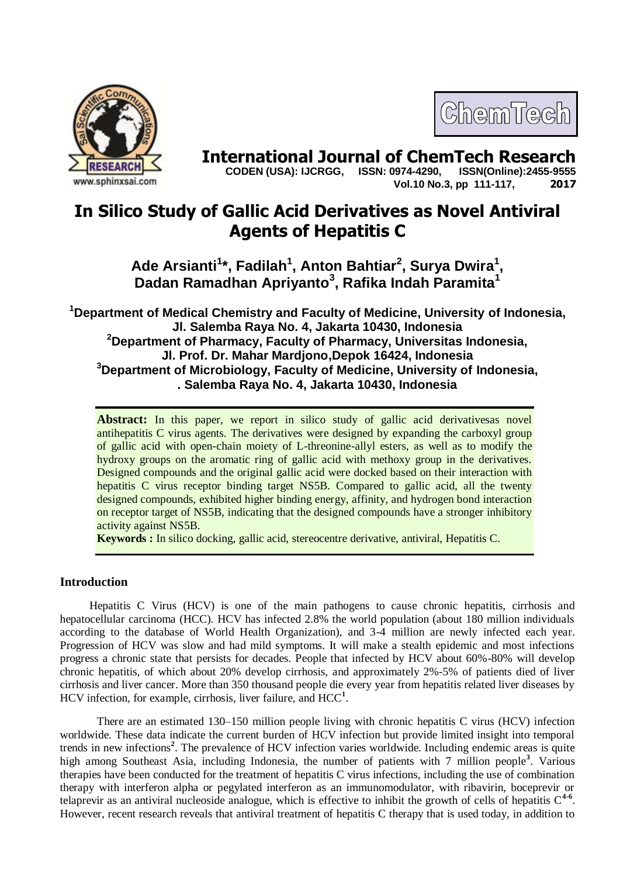# In Silico Study of Gallic Acid Derivatives as Novel Antiviral Agents of Hepatitis C

**Ade Arsianti[1]*, Fadilah[1], Anton Bahtiar[2], Surya Dwira[1], Dadan Ramadhan Apriyanto[3], Rafika Indah Paramita[1]**

[1]Department of Medical Chemistry and Faculty of Medicine, University of Indonesia, Jl. Salemba Raya No. 4, Jakarta 10430, Indonesia

[2]Department of Pharmacy, Faculty of Pharmacy, Universitas Indonesia, Jl. Prof. Dr. Mahar Mardjono,Depok 16424, Indonesia

[3]Department of Microbiology, Faculty of Medicine, University of Indonesia, . Salemba Raya No. 4, Jakarta 10430, Indonesia

**Abstract:** In this paper, we report in silico study of gallic acid derivativesas novel antihepatitis C virus agents. The derivatives were designed by expanding the carboxyl group of gallic acid with open-chain moiety of L-threonine-allyl esters, as well as to modify the hydroxy groups on the aromatic ring of gallic acid with methoxy group in the derivatives. Designed compounds and the original gallic acid were docked based on their interaction with hepatitis C virus receptor binding target NS5B. Compared to gallic acid, all the twenty designed compounds, exhibited higher binding energy, affinity, and hydrogen bond interaction on receptor target of NS5B, indicating that the designed compounds have a stronger inhibitory activity against NS5B.

**Keywords :** In silico docking, gallic acid, stereocentre derivative, antiviral, Hepatitis C.

## Introduction

Hepatitis C Virus (HCV) is one of the main pathogens to cause chronic hepatitis, cirrhosis and hepatocellular carcinoma (HCC). HCV has infected 2.8% the world population (about 180 million individuals according to the database of World Health Organization), and 3-4 million are newly infected each year. Progression of HCV was slow and had mild symptoms. It will make a stealth epidemic and most infections progress a chronic state that persists for decades. People that infected by HCV about 60%-80% will develop chronic hepatitis, of which about 20% develop cirrhosis, and approximately 2%-5% of patients died of liver cirrhosis and liver cancer. More than 350 thousand people die every year from hepatitis related liver diseases by HCV infection, for example, cirrhosis, liver failure, and HCC[1].

There are an estimated 130–150 million people living with chronic hepatitis C virus (HCV) infection worldwide. These data indicate the current burden of HCV infection but provide limited insight into temporal trends in new infections[2]. The prevalence of HCV infection varies worldwide. Including endemic areas is quite high among Southeast Asia, including Indonesia, the number of patients with 7 million people[3]. Various therapies have been conducted for the treatment of hepatitis C virus infections, including the use of combination therapy with interferon alpha or pegylated interferon as an immunomodulator, with ribavirin, boceprevir or telaprevir as an antiviral nucleoside analogue, which is effective to inhibit the growth of cells of hepatitis C[4-6]. However, recent research reveals that antiviral treatment of hepatitis C therapy that is used today, in addition to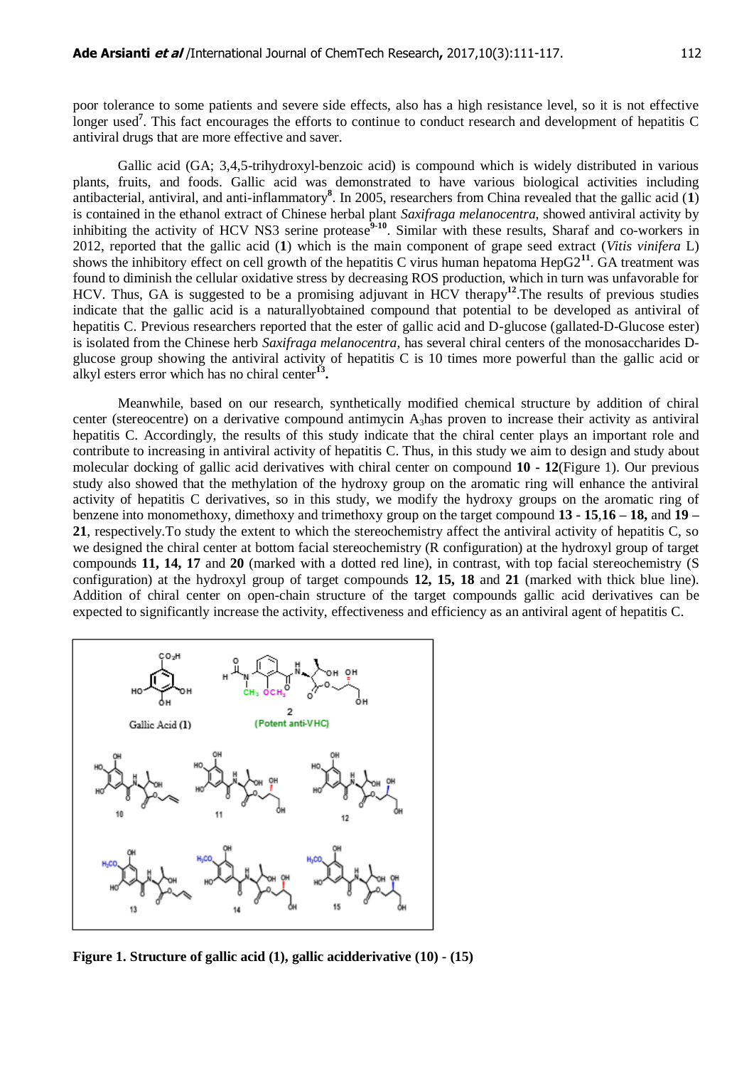poor tolerance to some patients and severe side effects, also has a high resistance level, so it is not effective longer used[7]. This fact encourages the efforts to continue to conduct research and development of hepatitis C antiviral drugs that are more effective and saver.

Gallic acid (GA; 3,4,5-trihydroxyl-benzoic acid) is compound which is widely distributed in various plants, fruits, and foods. Gallic acid was demonstrated to have various biological activities including antibacterial, antiviral, and anti-inflammatory[8]. In 2005, researchers from China revealed that the gallic acid (**1**) is contained in the ethanol extract of Chinese herbal plant *Saxifraga melanocentra*, showed antiviral activity by inhibiting the activity of HCV NS3 serine protease[9-10]. Similar with these results, Sharaf and co-workers in 2012, reported that the gallic acid (**1**) which is the main component of grape seed extract (*Vitis vinifera* L) shows the inhibitory effect on cell growth of the hepatitis C virus human hepatoma HepG2[11]. GA treatment was found to diminish the cellular oxidative stress by decreasing ROS production, which in turn was unfavorable for HCV. Thus, GA is suggested to be a promising adjuvant in HCV therapy[12].The results of previous studies indicate that the gallic acid is a naturallyobtained compound that potential to be developed as antiviral of hepatitis C. Previous researchers reported that the ester of gallic acid and D-glucose (gallated-D-Glucose ester) is isolated from the Chinese herb *Saxifraga melanocentra*, has several chiral centers of the monosaccharides D-glucose group showing the antiviral activity of hepatitis C is 10 times more powerful than the gallic acid or alkyl esters error which has no chiral center[13].

Meanwhile, based on our research, synthetically modified chemical structure by addition of chiral center (stereocentre) on a derivative compound antimycin $A_3$has proven to increase their activity as antiviral hepatitis C. Accordingly, the results of this study indicate that the chiral center plays an important role and contribute to increasing in antiviral activity of hepatitis C. Thus, in this study we aim to design and study about molecular docking of gallic acid derivatives with chiral center on compound **10 - 12**(Figure 1). Our previous study also showed that the methylation of the hydroxy group on the aromatic ring will enhance the antiviral activity of hepatitis C derivatives, so in this study, we modify the hydroxy groups on the aromatic ring of benzene into monomethoxy, dimethoxy and trimethoxy group on the target compound **13 - 15**,**16 – 18,** and **19 – 21**, respectively.To study the extent to which the stereochemistry affect the antiviral activity of hepatitis C, so we designed the chiral center at bottom facial stereochemistry (R configuration) at the hydroxyl group of target compounds **11, 14, 17** and **20** (marked with a dotted red line), in contrast, with top facial stereochemistry (S configuration) at the hydroxyl group of target compounds **12, 15, 18** and **21** (marked with thick blue line). Addition of chiral center on open-chain structure of the target compounds gallic acid derivatives can be expected to significantly increase the activity, effectiveness and efficiency as an antiviral agent of hepatitis C.

**Figure 1. Structure of gallic acid (1), gallic acidderivative (10) - (15)**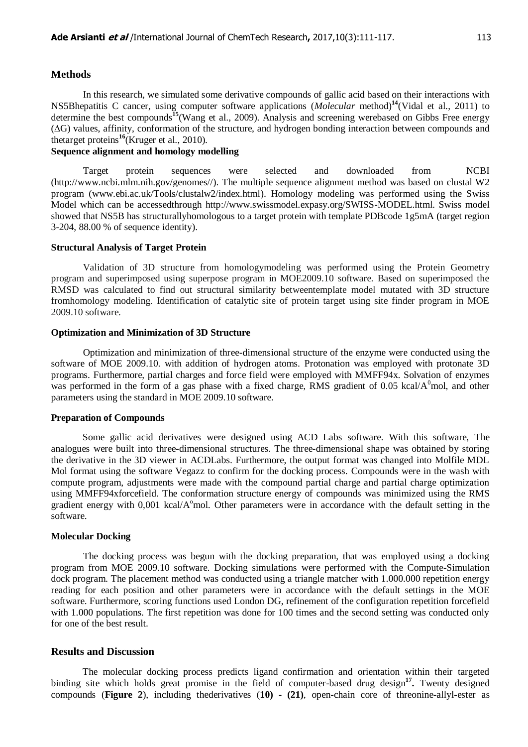## Methods

In this research, we simulated some derivative compounds of gallic acid based on their interactions with NS5Bhepatitis C cancer, using computer software applications (*Molecular* method)[14](Vidal et al., 2011) to determine the best compounds[15](Wang et al., 2009). Analysis and screening werebased on Gibbs Free energy ($\Delta G$) values, affinity, conformation of the structure, and hydrogen bonding interaction between compounds and thetarget proteins[16](Kruger et al., 2010).

### Sequence alignment and homology modelling

Target protein sequences were selected and downloaded from NCBI (http://www.ncbi.mlm.nih.gov/genomes//). The multiple sequence alignment method was based on clustal W2 program (www.ebi.ac.uk/Tools/clustalw2/index.html). Homology modeling was performed using the Swiss Model which can be accessedthrough http://www.swissmodel.expasy.org/SWISS-MODEL.html. Swiss model showed that NS5B has structurallyhomologous to a target protein with template PDBcode 1g5mA (target region 3-204, 88.00 % of sequence identity).

### Structural Analysis of Target Protein

Validation of 3D structure from homologymodeling was performed using the Protein Geometry program and superimposed using superpose program in MOE2009.10 software. Based on superimposed the RMSD was calculated to find out structural similarity betweentemplate model mutated with 3D structure fromhomology modeling. Identification of catalytic site of protein target using site finder program in MOE 2009.10 software.

### Optimization and Minimization of 3D Structure

Optimization and minimization of three-dimensional structure of the enzyme were conducted using the software of MOE 2009.10. with addition of hydrogen atoms. Protonation was employed with protonate 3D programs. Furthermore, partial charges and force field were employed with MMFF94x. Solvation of enzymes was performed in the form of a gas phase with a fixed charge, RMS gradient of 0.05 kcal/$A^0$mol, and other parameters using the standard in MOE 2009.10 software.

### Preparation of Compounds

Some gallic acid derivatives were designed using ACD Labs software. With this software, The analogues were built into three-dimensional structures. The three-dimensional shape was obtained by storing the derivative in the 3D viewer in ACDLabs. Furthermore, the output format was changed into Molfile MDL Mol format using the software Vegazz to confirm for the docking process. Compounds were in the wash with compute program, adjustments were made with the compound partial charge and partial charge optimization using MMFF94xforcefield. The conformation structure energy of compounds was minimized using the RMS gradient energy with 0,001 kcal/$A^o$mol. Other parameters were in accordance with the default setting in the software.

### Molecular Docking

The docking process was begun with the docking preparation, that was employed using a docking program from MOE 2009.10 software. Docking simulations were performed with the Compute-Simulation dock program. The placement method was conducted using a triangle matcher with 1.000.000 repetition energy reading for each position and other parameters were in accordance with the default settings in the MOE software. Furthermore, scoring functions used London DG, refinement of the configuration repetition forcefield with 1.000 populations. The first repetition was done for 100 times and the second setting was conducted only for one of the best result.

## Results and Discussion

The molecular docking process predicts ligand confirmation and orientation within their targeted binding site which holds great promise in the field of computer-based drug design[17]**.** Twenty designed compounds (**Figure 2**), including thederivatives (**10)** - **(21)**, open-chain core of threonine-allyl-ester as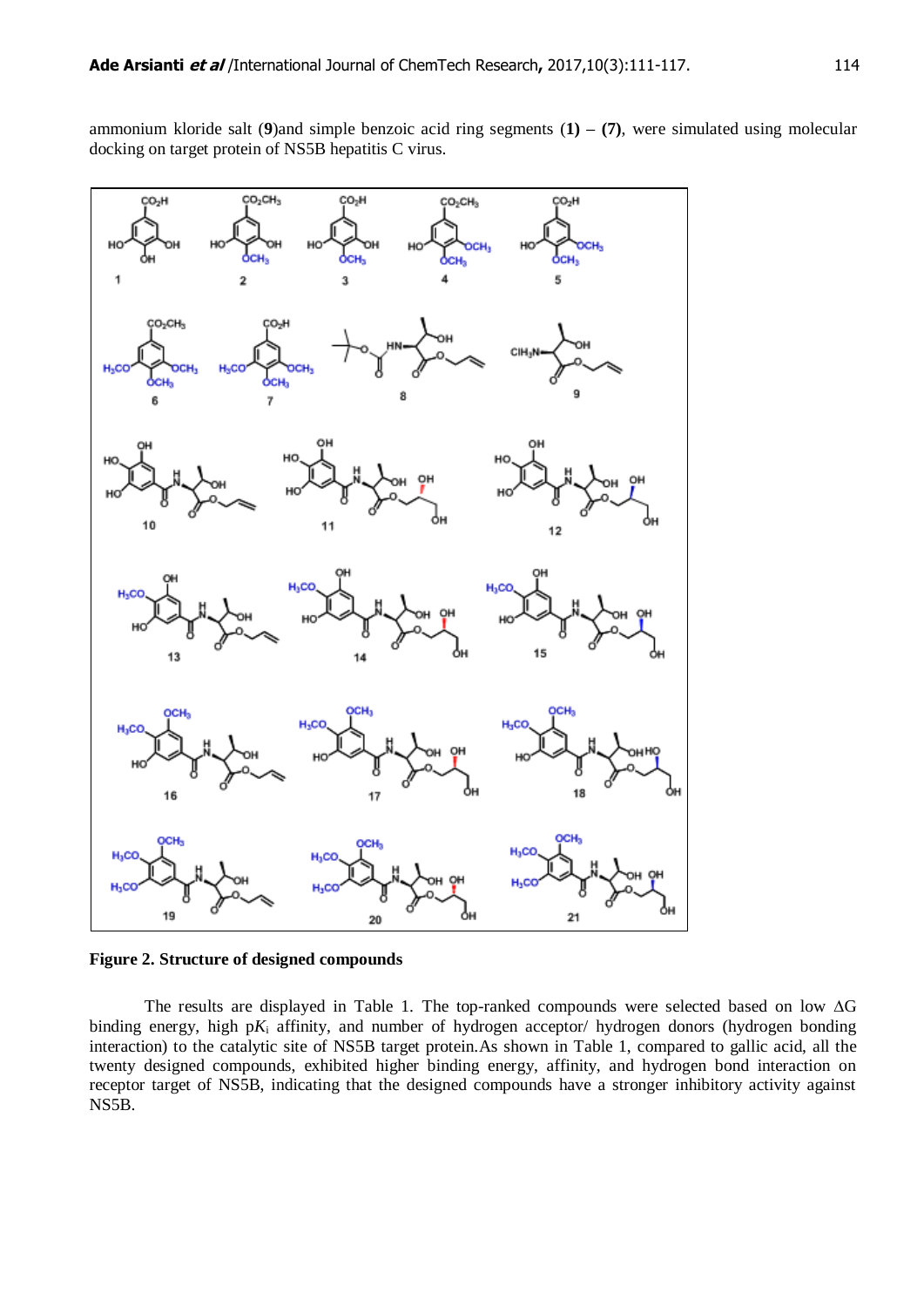ammonium kloride salt (**9**)and simple benzoic acid ring segments (**1**) – (**7**), were simulated using molecular docking on target protein of NS5B hepatitis C virus.

**Figure 2. Structure of designed compounds**

The results are displayed in Table 1. The top-ranked compounds were selected based on low ΔG binding energy, high p$K_i$ affinity, and number of hydrogen acceptor/ hydrogen donors (hydrogen bonding interaction) to the catalytic site of NS5B target protein.As shown in Table 1, compared to gallic acid, all the twenty designed compounds, exhibited higher binding energy, affinity, and hydrogen bond interaction on receptor target of NS5B, indicating that the designed compounds have a stronger inhibitory activity against NS5B.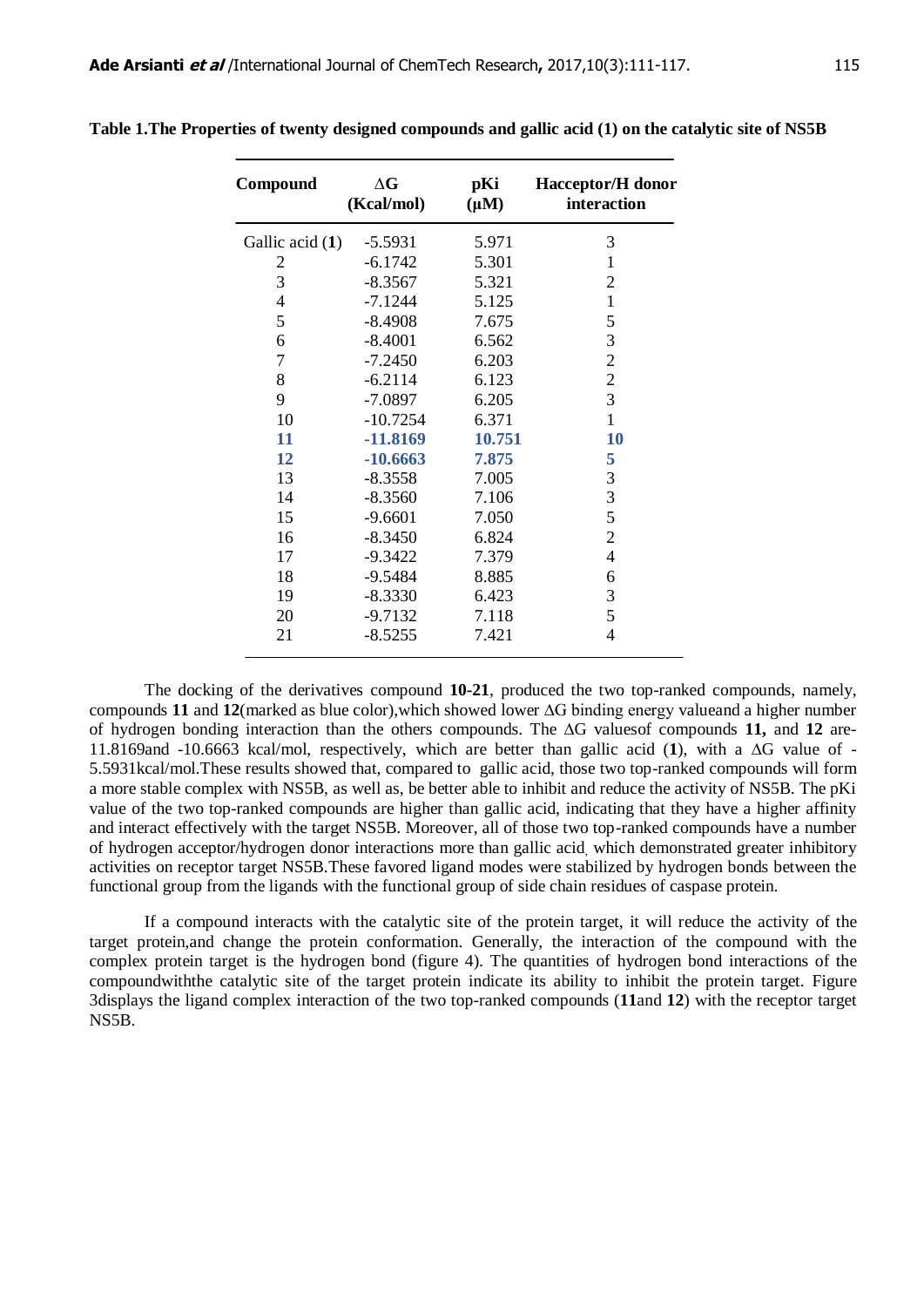**Table 1.The Properties of twenty designed compounds and gallic acid (1) on the catalytic site of NS5B**

| Compound | ΔG (Kcal/mol) | pKi (μM) | Hacceptor/H donor interaction |
|---|---|---|---|
| Gallic acid (**1**) | -5.5931 | 5.971 | 3 |
| 2 | -6.1742 | 5.301 | 1 |
| 3 | -8.3567 | 5.321 | 2 |
| 4 | -7.1244 | 5.125 | 1 |
| 5 | -8.4908 | 7.675 | 5 |
| 6 | -8.4001 | 6.562 | 3 |
| 7 | -7.2450 | 6.203 | 2 |
| 8 | -6.2114 | 6.123 | 2 |
| 9 | -7.0897 | 6.205 | 3 |
| 10 | -10.7254 | 6.371 | 1 |
| **11** | **-11.8169** | **10.751** | **10** |
| **12** | **-10.6663** | **7.875** | **5** |
| 13 | -8.3558 | 7.005 | 3 |
| 14 | -8.3560 | 7.106 | 3 |
| 15 | -9.6601 | 7.050 | 5 |
| 16 | -8.3450 | 6.824 | 2 |
| 17 | -9.3422 | 7.379 | 4 |
| 18 | -9.5484 | 8.885 | 6 |
| 19 | -8.3330 | 6.423 | 3 |
| 20 | -9.7132 | 7.118 | 5 |
| 21 | -8.5255 | 7.421 | 4 |

The docking of the derivatives compound **10**-**21**, produced the two top-ranked compounds, namely, compounds **11** and **12**(marked as blue color),which showed lower ΔG binding energy valueand a higher number of hydrogen bonding interaction than the others compounds. The ΔG valuesof compounds **11,** and **12** are-11.8169and -10.6663 kcal/mol, respectively, which are better than gallic acid (**1**), with a ΔG value of -5.5931kcal/mol.These results showed that, compared to gallic acid, those two top-ranked compounds will form a more stable complex with NS5B, as well as, be better able to inhibit and reduce the activity of NS5B. The pKi value of the two top-ranked compounds are higher than gallic acid, indicating that they have a higher affinity and interact effectively with the target NS5B. Moreover, all of those two top-ranked compounds have a number of hydrogen acceptor/hydrogen donor interactions more than gallic acid, which demonstrated greater inhibitory activities on receptor target NS5B.These favored ligand modes were stabilized by hydrogen bonds between the functional group from the ligands with the functional group of side chain residues of caspase protein.

If a compound interacts with the catalytic site of the protein target, it will reduce the activity of the target protein,and change the protein conformation. Generally, the interaction of the compound with the complex protein target is the hydrogen bond (figure 4). The quantities of hydrogen bond interactions of the compoundwiththe catalytic site of the target protein indicate its ability to inhibit the protein target. Figure 3displays the ligand complex interaction of the two top-ranked compounds (**11**and **12**) with the receptor target NS5B.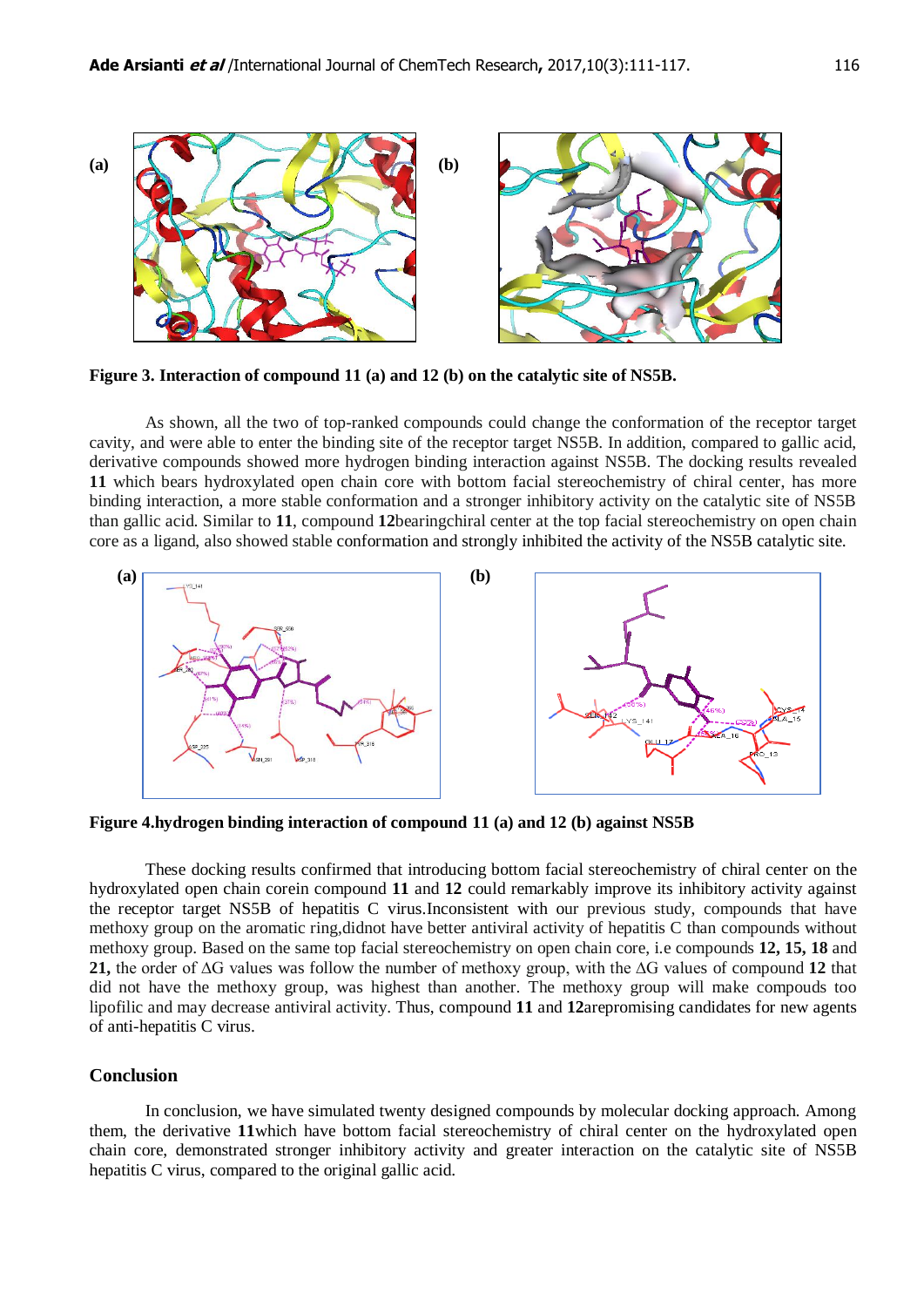**Figure 3. Interaction of compound 11 (a) and 12 (b) on the catalytic site of NS5B.**

As shown, all the two of top-ranked compounds could change the conformation of the receptor target cavity, and were able to enter the binding site of the receptor target NS5B. In addition, compared to gallic acid, derivative compounds showed more hydrogen binding interaction against NS5B. The docking results revealed **11** which bears hydroxylated open chain core with bottom facial stereochemistry of chiral center, has more binding interaction, a more stable conformation and a stronger inhibitory activity on the catalytic site of NS5B than gallic acid. Similar to **11**, compound **12**bearingchiral center at the top facial stereochemistry on open chain core as a ligand, also showed stable conformation and strongly inhibited the activity of the NS5B catalytic site.

**Figure 4.hydrogen binding interaction of compound 11 (a) and 12 (b) against NS5B**

These docking results confirmed that introducing bottom facial stereochemistry of chiral center on the hydroxylated open chain corein compound **11** and **12** could remarkably improve its inhibitory activity against the receptor target NS5B of hepatitis C virus.Inconsistent with our previous study, compounds that have methoxy group on the aromatic ring,didnot have better antiviral activity of hepatitis C than compounds without methoxy group. Based on the same top facial stereochemistry on open chain core, i.e compounds **12, 15, 18** and **21,** the order of ΔG values was follow the number of methoxy group, with the ΔG values of compound **12** that did not have the methoxy group, was highest than another. The methoxy group will make compouds too lipofilic and may decrease antiviral activity. Thus, compound **11** and **12**arepromising candidates for new agents of anti-hepatitis C virus.

## Conclusion

In conclusion, we have simulated twenty designed compounds by molecular docking approach. Among them, the derivative **11**which have bottom facial stereochemistry of chiral center on the hydroxylated open chain core, demonstrated stronger inhibitory activity and greater interaction on the catalytic site of NS5B hepatitis C virus, compared to the original gallic acid.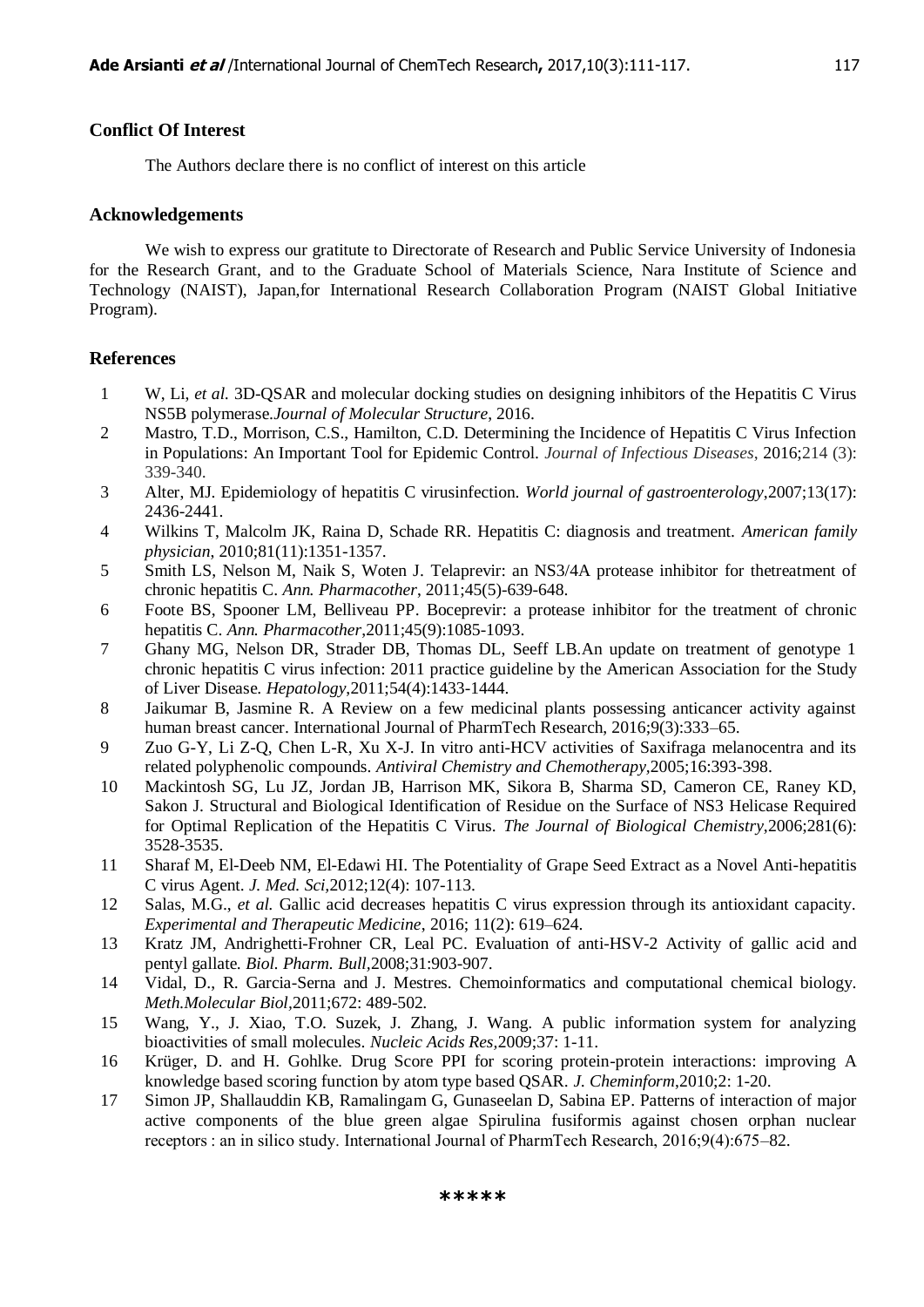## Conflict Of Interest

The Authors declare there is no conflict of interest on this article

## Acknowledgements

We wish to express our gratitute to Directorate of Research and Public Service University of Indonesia for the Research Grant, and to the Graduate School of Materials Science, Nara Institute of Science and Technology (NAIST), Japan,for International Research Collaboration Program (NAIST Global Initiative Program).

## References

1. W, Li, *et al.* 3D-QSAR and molecular docking studies on designing inhibitors of the Hepatitis C Virus NS5B polymerase.*Journal of Molecular Structure*, 2016.
2. Mastro, T.D., Morrison, C.S., Hamilton, C.D. Determining the Incidence of Hepatitis C Virus Infection in Populations: An Important Tool for Epidemic Control. *Journal of Infectious Diseases*, 2016;214 (3): 339-340.
3. Alter, MJ. Epidemiology of hepatitis C virusinfection. *World journal of gastroenterology*,2007;13(17): 2436-2441.
4. Wilkins T, Malcolm JK, Raina D, Schade RR. Hepatitis C: diagnosis and treatment. *American family physician*, 2010;81(11):1351-1357.
5. Smith LS, Nelson M, Naik S, Woten J. Telaprevir: an NS3/4A protease inhibitor for thetreatment of chronic hepatitis C. *Ann. Pharmacother*, 2011;45(5)-639-648.
6. Foote BS, Spooner LM, Belliveau PP. Boceprevir: a protease inhibitor for the treatment of chronic hepatitis C. *Ann. Pharmacother*,2011;45(9):1085-1093.
7. Ghany MG, Nelson DR, Strader DB, Thomas DL, Seeff LB.An update on treatment of genotype 1 chronic hepatitis C virus infection: 2011 practice guideline by the American Association for the Study of Liver Disease. *Hepatology*,2011;54(4):1433-1444.
8. Jaikumar B, Jasmine R. A Review on a few medicinal plants possessing anticancer activity against human breast cancer. International Journal of PharmTech Research, 2016;9(3):333–65.
9. Zuo G-Y, Li Z-Q, Chen L-R, Xu X-J. In vitro anti-HCV activities of Saxifraga melanocentra and its related polyphenolic compounds. *Antiviral Chemistry and Chemotherapy*,2005;16:393-398.
10. Mackintosh SG, Lu JZ, Jordan JB, Harrison MK, Sikora B, Sharma SD, Cameron CE, Raney KD, Sakon J. Structural and Biological Identification of Residue on the Surface of NS3 Helicase Required for Optimal Replication of the Hepatitis C Virus. *The Journal of Biological Chemistry*,2006;281(6): 3528-3535.
11. Sharaf M, El-Deeb NM, El-Edawi HI. The Potentiality of Grape Seed Extract as a Novel Anti-hepatitis C virus Agent. *J. Med. Sci*,2012;12(4): 107-113.
12. Salas, M.G., *et al.* Gallic acid decreases hepatitis C virus expression through its antioxidant capacity. *Experimental and Therapeutic Medicine*, 2016; 11(2): 619–624.
13. Kratz JM, Andrighetti-Frohner CR, Leal PC. Evaluation of anti-HSV-2 Activity of gallic acid and pentyl gallate. *Biol. Pharm. Bull*,2008;31:903-907.
14. Vidal, D., R. Garcia-Serna and J. Mestres. Chemoinformatics and computational chemical biology. *Meth.Molecular Biol*,2011;672: 489-502.
15. Wang, Y., J. Xiao, T.O. Suzek, J. Zhang, J. Wang. A public information system for analyzing bioactivities of small molecules. *Nucleic Acids Res*,2009;37: 1-11.
16. Krüger, D. and H. Gohlke. Drug Score PPI for scoring protein-protein interactions: improving A knowledge based scoring function by atom type based QSAR. *J. Cheminform*,2010;2: 1-20.
17. Simon JP, Shallauddin KB, Ramalingam G, Gunaseelan D, Sabina EP. Patterns of interaction of major active components of the blue green algae Spirulina fusiformis against chosen orphan nuclear receptors : an in silico study. International Journal of PharmTech Research, 2016;9(4):675–82.

*****